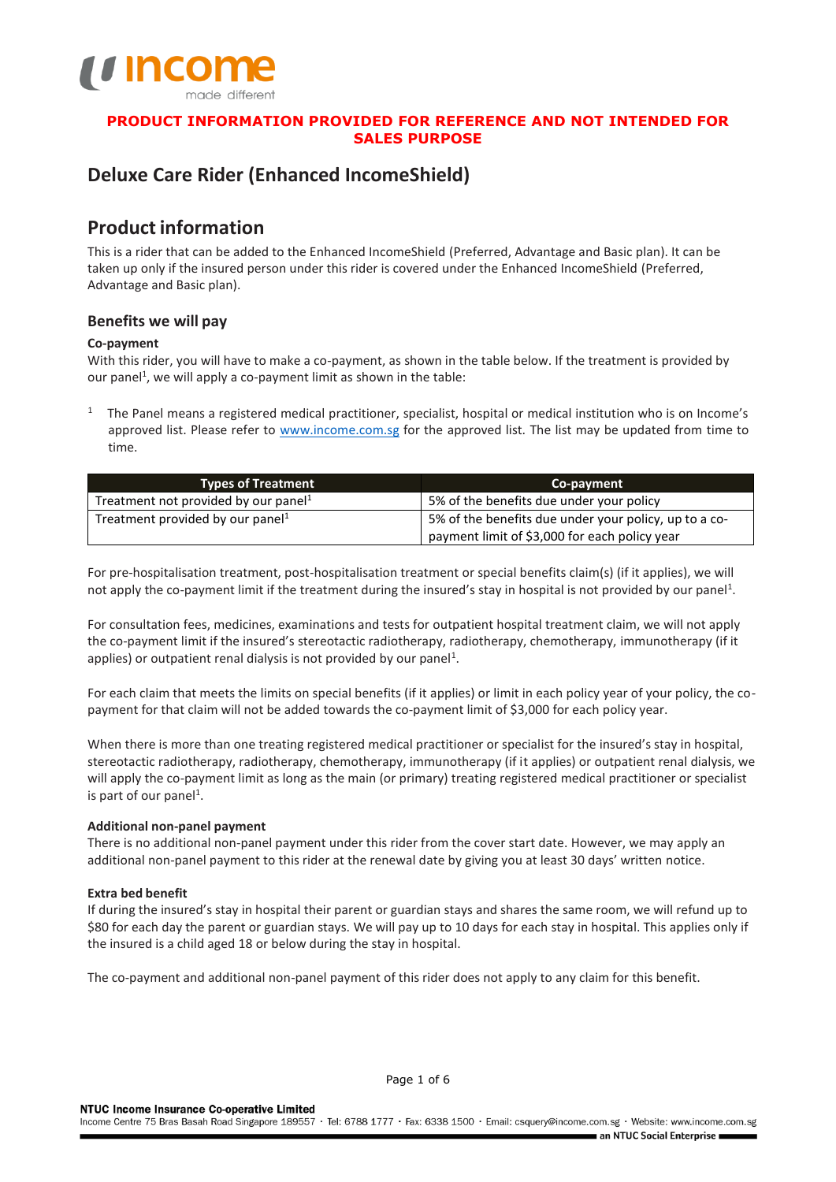**PRODUCT INFORMATION PROVIDED FOR REFERENCE AND NOT INTENDED FOR SALES PURPOSE**

# Deluxe Care Rider (Enhanced IncomeShield)

## Product information

This is a rider that can be added to the Enhanced IncomeShield (Preferred, Advantage and Basic plan). It can be taken up only if the insured person under this rider is covered under the Enhanced IncomeShield (Preferred, Advantage and Basic plan).

### Benefits we will pay

**Co-payment**

With this rider, you will have to make a co-payment, as shown in the table below. If the treatment is provided by our panel[1], we will apply a co-payment limit as shown in the table:

[1] The Panel means a registered medical practitioner, specialist, hospital or medical institution who is on Income's approved list. Please refer to www.income.com.sg for the approved list. The list may be updated from time to time.

| Types of Treatment | Co-payment |
|---|---|
| Treatment not provided by our panel[1] | 5% of the benefits due under your policy |
| Treatment provided by our panel[1] | 5% of the benefits due under your policy, up to a co-payment limit of $3,000 for each policy year |

For pre-hospitalisation treatment, post-hospitalisation treatment or special benefits claim(s) (if it applies), we will not apply the co-payment limit if the treatment during the insured's stay in hospital is not provided by our panel[1].

For consultation fees, medicines, examinations and tests for outpatient hospital treatment claim, we will not apply the co-payment limit if the insured's stereotactic radiotherapy, radiotherapy, chemotherapy, immunotherapy (if it applies) or outpatient renal dialysis is not provided by our panel[1].

For each claim that meets the limits on special benefits (if it applies) or limit in each policy year of your policy, the co-payment for that claim will not be added towards the co-payment limit of $3,000 for each policy year.

When there is more than one treating registered medical practitioner or specialist for the insured's stay in hospital, stereotactic radiotherapy, radiotherapy, chemotherapy, immunotherapy (if it applies) or outpatient renal dialysis, we will apply the co-payment limit as long as the main (or primary) treating registered medical practitioner or specialist is part of our panel[1].

**Additional non-panel payment**

There is no additional non-panel payment under this rider from the cover start date. However, we may apply an additional non-panel payment to this rider at the renewal date by giving you at least 30 days' written notice.

**Extra bed benefit**

If during the insured's stay in hospital their parent or guardian stays and shares the same room, we will refund up to $80 for each day the parent or guardian stays. We will pay up to 10 days for each stay in hospital. This applies only if the insured is a child aged 18 or below during the stay in hospital.

The co-payment and additional non-panel payment of this rider does not apply to any claim for this benefit.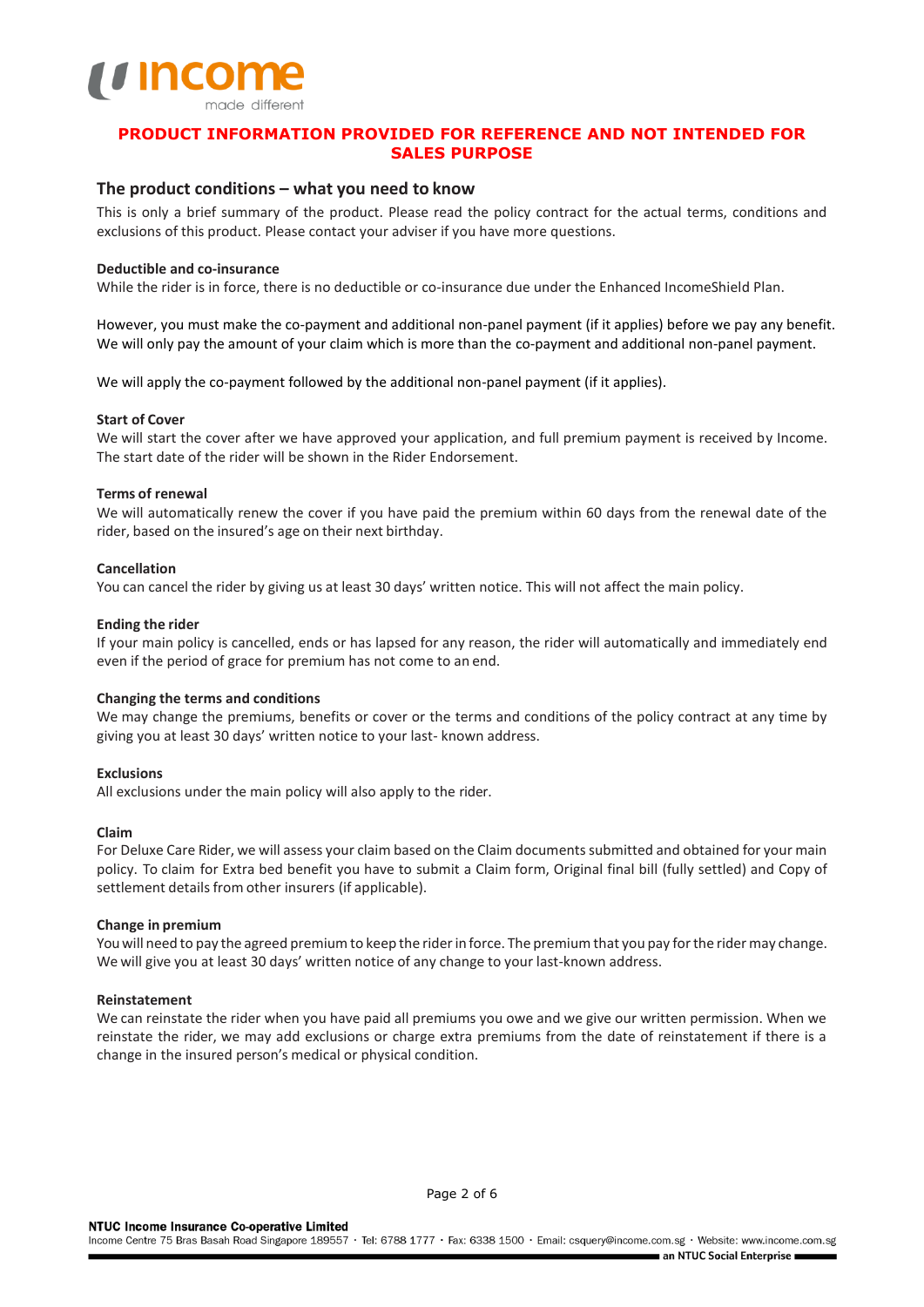**PRODUCT INFORMATION PROVIDED FOR REFERENCE AND NOT INTENDED FOR SALES PURPOSE**

## The product conditions – what you need to know

This is only a brief summary of the product. Please read the policy contract for the actual terms, conditions and exclusions of this product. Please contact your adviser if you have more questions.

**Deductible and co-insurance**

While the rider is in force, there is no deductible or co-insurance due under the Enhanced IncomeShield Plan.

However, you must make the co-payment and additional non-panel payment (if it applies) before we pay any benefit. We will only pay the amount of your claim which is more than the co-payment and additional non-panel payment.

We will apply the co-payment followed by the additional non-panel payment (if it applies).

**Start of Cover**

We will start the cover after we have approved your application, and full premium payment is received by Income. The start date of the rider will be shown in the Rider Endorsement.

**Terms of renewal**

We will automatically renew the cover if you have paid the premium within 60 days from the renewal date of the rider, based on the insured's age on their next birthday.

**Cancellation**

You can cancel the rider by giving us at least 30 days' written notice. This will not affect the main policy.

**Ending the rider**

If your main policy is cancelled, ends or has lapsed for any reason, the rider will automatically and immediately end even if the period of grace for premium has not come to an end.

**Changing the terms and conditions**

We may change the premiums, benefits or cover or the terms and conditions of the policy contract at any time by giving you at least 30 days' written notice to your last- known address.

**Exclusions**

All exclusions under the main policy will also apply to the rider.

**Claim**

For Deluxe Care Rider, we will assess your claim based on the Claim documents submitted and obtained for your main policy. To claim for Extra bed benefit you have to submit a Claim form, Original final bill (fully settled) and Copy of settlement details from other insurers (if applicable).

**Change in premium**

You will need to pay the agreed premium to keep the rider in force. The premium that you pay for the rider may change. We will give you at least 30 days' written notice of any change to your last-known address.

**Reinstatement**

We can reinstate the rider when you have paid all premiums you owe and we give our written permission. When we reinstate the rider, we may add exclusions or charge extra premiums from the date of reinstatement if there is a change in the insured person's medical or physical condition.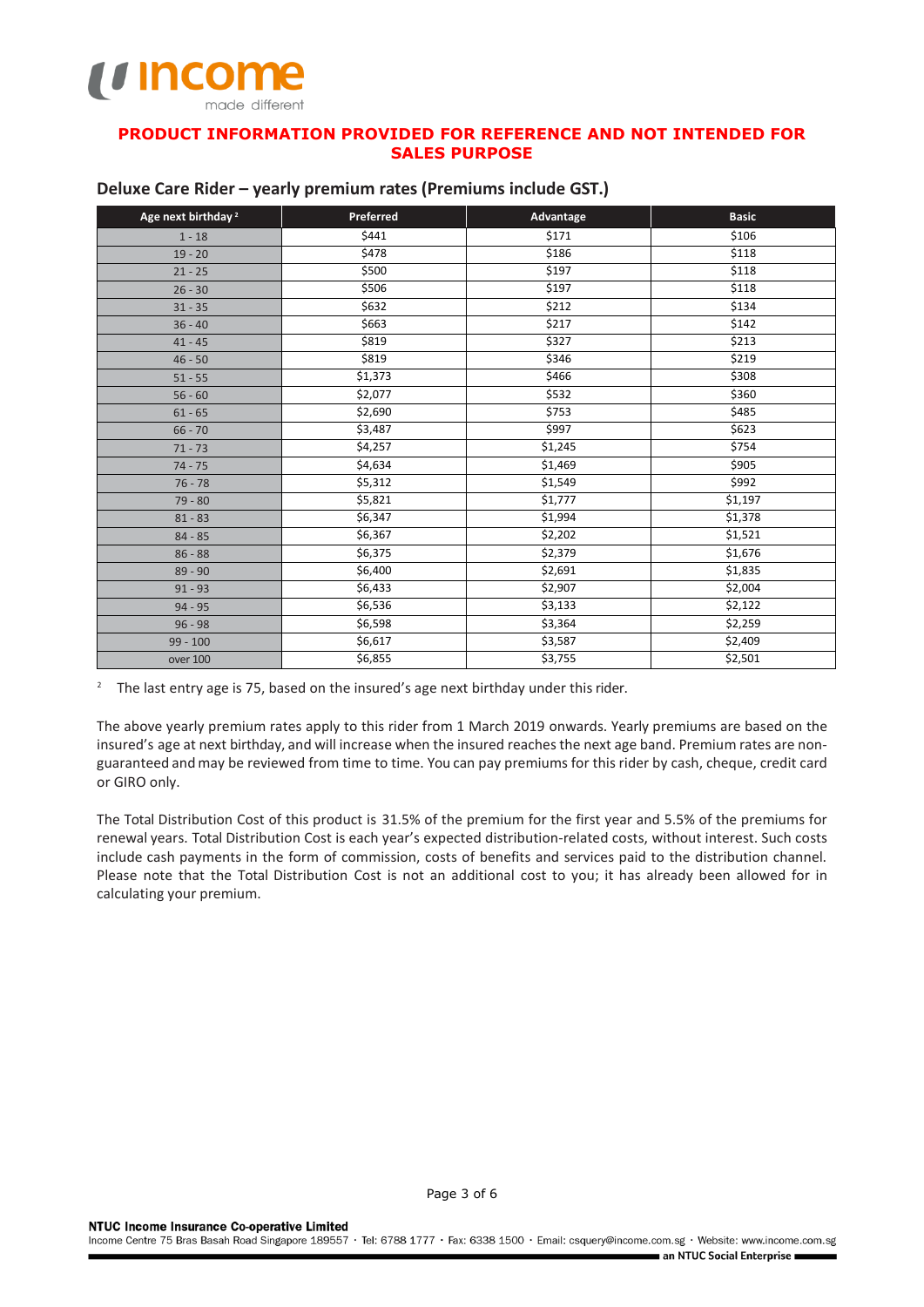**PRODUCT INFORMATION PROVIDED FOR REFERENCE AND NOT INTENDED FOR SALES PURPOSE**

## Deluxe Care Rider – yearly premium rates (Premiums include GST.)

| Age next birthday [2] | Preferred | Advantage | Basic |
|---|---|---|---|
| 1 - 18 | $441 | $171 | $106 |
| 19 - 20 | $478 | $186 | $118 |
| 21 - 25 | $500 | $197 | $118 |
| 26 - 30 | $506 | $197 | $118 |
| 31 - 35 | $632 | $212 | $134 |
| 36 - 40 | $663 | $217 | $142 |
| 41 - 45 | $819 | $327 | $213 |
| 46 - 50 | $819 | $346 | $219 |
| 51 - 55 | $1,373 | $466 | $308 |
| 56 - 60 | $2,077 | $532 | $360 |
| 61 - 65 | $2,690 | $753 | $485 |
| 66 - 70 | $3,487 | $997 | $623 |
| 71 - 73 | $4,257 | $1,245 | $754 |
| 74 - 75 | $4,634 | $1,469 | $905 |
| 76 - 78 | $5,312 | $1,549 | $992 |
| 79 - 80 | $5,821 | $1,777 | $1,197 |
| 81 - 83 | $6,347 | $1,994 | $1,378 |
| 84 - 85 | $6,367 | $2,202 | $1,521 |
| 86 - 88 | $6,375 | $2,379 | $1,676 |
| 89 - 90 | $6,400 | $2,691 | $1,835 |
| 91 - 93 | $6,433 | $2,907 | $2,004 |
| 94 - 95 | $6,536 | $3,133 | $2,122 |
| 96 - 98 | $6,598 | $3,364 | $2,259 |
| 99 - 100 | $6,617 | $3,587 | $2,409 |
| over 100 | $6,855 | $3,755 | $2,501 |

[2] The last entry age is 75, based on the insured's age next birthday under this rider.

The above yearly premium rates apply to this rider from 1 March 2019 onwards. Yearly premiums are based on the insured's age at next birthday, and will increase when the insured reaches the next age band. Premium rates are non-guaranteed and may be reviewed from time to time. You can pay premiums for this rider by cash, cheque, credit card or GIRO only.

The Total Distribution Cost of this product is 31.5% of the premium for the first year and 5.5% of the premiums for renewal years. Total Distribution Cost is each year's expected distribution-related costs, without interest. Such costs include cash payments in the form of commission, costs of benefits and services paid to the distribution channel. Please note that the Total Distribution Cost is not an additional cost to you; it has already been allowed for in calculating your premium.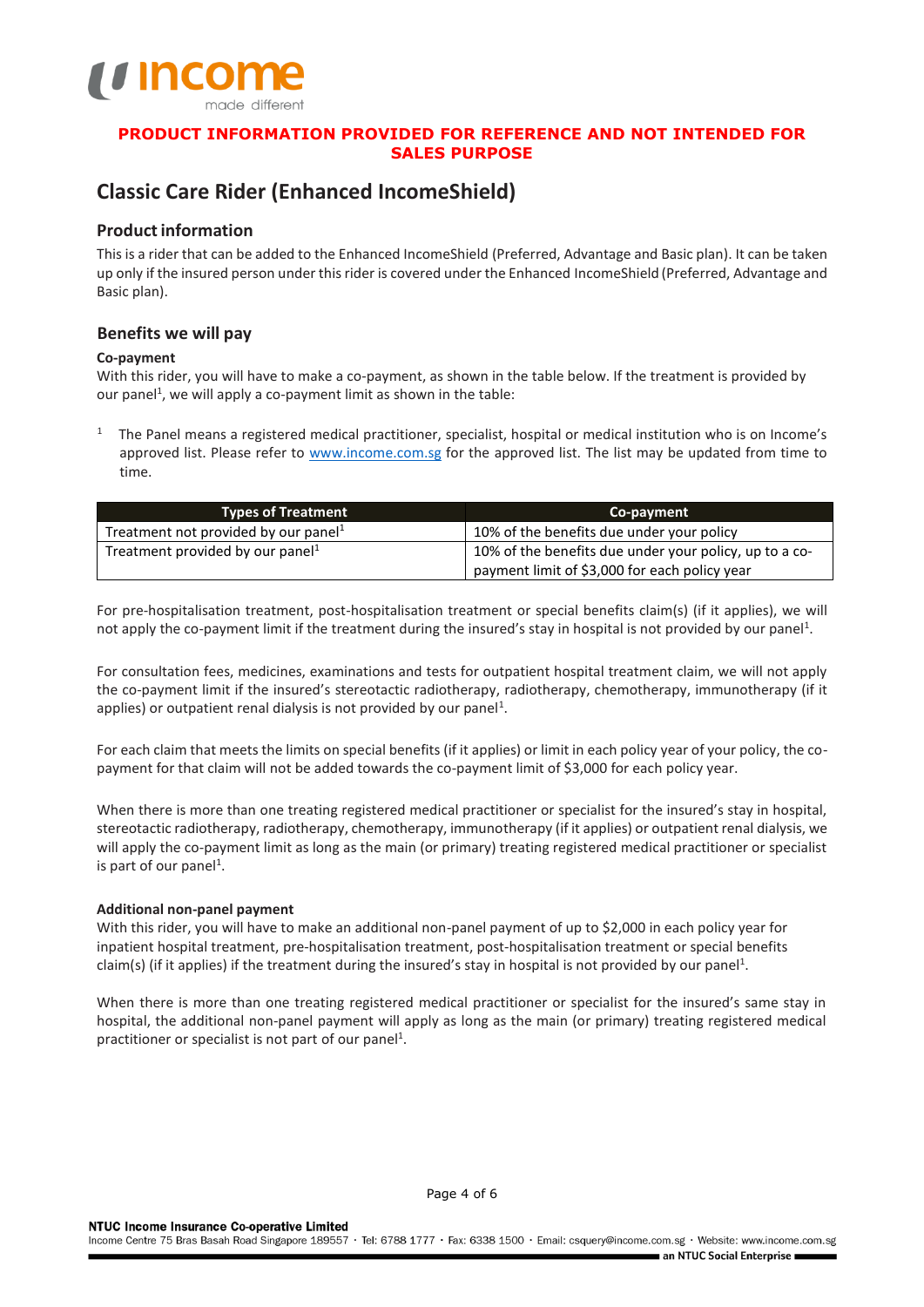**PRODUCT INFORMATION PROVIDED FOR REFERENCE AND NOT INTENDED FOR SALES PURPOSE**

# Classic Care Rider (Enhanced IncomeShield)

## Product information

This is a rider that can be added to the Enhanced IncomeShield (Preferred, Advantage and Basic plan). It can be taken up only if the insured person under this rider is covered under the Enhanced IncomeShield (Preferred, Advantage and Basic plan).

## Benefits we will pay

**Co-payment**

With this rider, you will have to make a co-payment, as shown in the table below. If the treatment is provided by our panel[1], we will apply a co-payment limit as shown in the table:

[1] The Panel means a registered medical practitioner, specialist, hospital or medical institution who is on Income's approved list. Please refer to www.income.com.sg for the approved list. The list may be updated from time to time.

| Types of Treatment | Co-payment |
| --- | --- |
| Treatment not provided by our panel[1] | 10% of the benefits due under your policy |
| Treatment provided by our panel[1] | 10% of the benefits due under your policy, up to a co-payment limit of $3,000 for each policy year |

For pre-hospitalisation treatment, post-hospitalisation treatment or special benefits claim(s) (if it applies), we will not apply the co-payment limit if the treatment during the insured's stay in hospital is not provided by our panel[1].

For consultation fees, medicines, examinations and tests for outpatient hospital treatment claim, we will not apply the co-payment limit if the insured's stereotactic radiotherapy, radiotherapy, chemotherapy, immunotherapy (if it applies) or outpatient renal dialysis is not provided by our panel[1].

For each claim that meets the limits on special benefits (if it applies) or limit in each policy year of your policy, the co-payment for that claim will not be added towards the co-payment limit of $3,000 for each policy year.

When there is more than one treating registered medical practitioner or specialist for the insured's stay in hospital, stereotactic radiotherapy, radiotherapy, chemotherapy, immunotherapy (if it applies) or outpatient renal dialysis, we will apply the co-payment limit as long as the main (or primary) treating registered medical practitioner or specialist is part of our panel[1].

**Additional non-panel payment**

With this rider, you will have to make an additional non-panel payment of up to $2,000 in each policy year for inpatient hospital treatment, pre-hospitalisation treatment, post-hospitalisation treatment or special benefits claim(s) (if it applies) if the treatment during the insured's stay in hospital is not provided by our panel[1].

When there is more than one treating registered medical practitioner or specialist for the insured's same stay in hospital, the additional non-panel payment will apply as long as the main (or primary) treating registered medical practitioner or specialist is not part of our panel[1].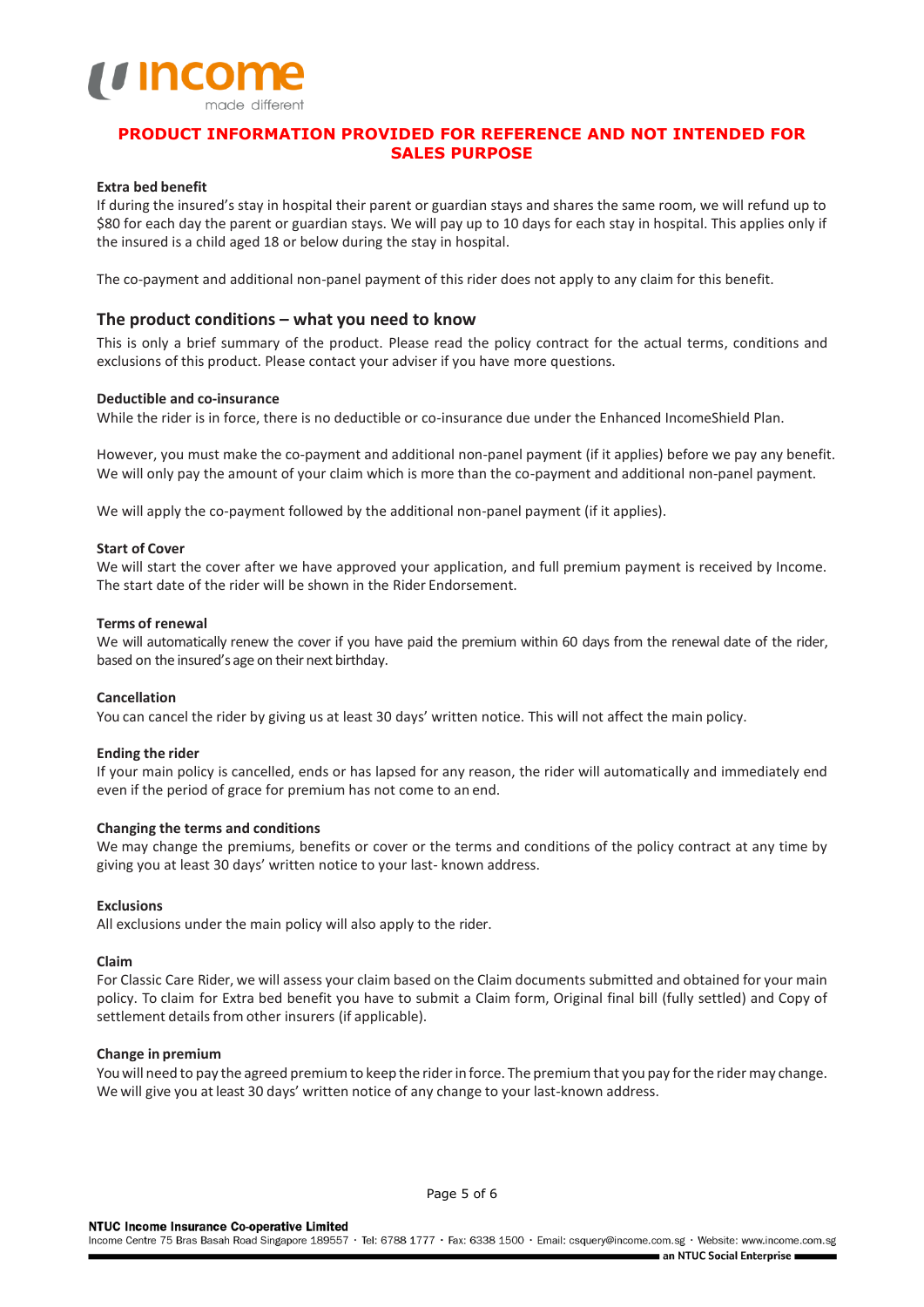**PRODUCT INFORMATION PROVIDED FOR REFERENCE AND NOT INTENDED FOR SALES PURPOSE**

**Extra bed benefit**

If during the insured's stay in hospital their parent or guardian stays and shares the same room, we will refund up to $80 for each day the parent or guardian stays. We will pay up to 10 days for each stay in hospital. This applies only if the insured is a child aged 18 or below during the stay in hospital.

The co-payment and additional non-panel payment of this rider does not apply to any claim for this benefit.

## The product conditions – what you need to know

This is only a brief summary of the product. Please read the policy contract for the actual terms, conditions and exclusions of this product. Please contact your adviser if you have more questions.

**Deductible and co-insurance**

While the rider is in force, there is no deductible or co-insurance due under the Enhanced IncomeShield Plan.

However, you must make the co-payment and additional non-panel payment (if it applies) before we pay any benefit. We will only pay the amount of your claim which is more than the co-payment and additional non-panel payment.

We will apply the co-payment followed by the additional non-panel payment (if it applies).

**Start of Cover**

We will start the cover after we have approved your application, and full premium payment is received by Income. The start date of the rider will be shown in the Rider Endorsement.

**Terms of renewal**

We will automatically renew the cover if you have paid the premium within 60 days from the renewal date of the rider, based on the insured's age on their next birthday.

**Cancellation**

You can cancel the rider by giving us at least 30 days' written notice. This will not affect the main policy.

**Ending the rider**

If your main policy is cancelled, ends or has lapsed for any reason, the rider will automatically and immediately end even if the period of grace for premium has not come to an end.

**Changing the terms and conditions**

We may change the premiums, benefits or cover or the terms and conditions of the policy contract at any time by giving you at least 30 days' written notice to your last- known address.

**Exclusions**

All exclusions under the main policy will also apply to the rider.

**Claim**

For Classic Care Rider, we will assess your claim based on the Claim documents submitted and obtained for your main policy. To claim for Extra bed benefit you have to submit a Claim form, Original final bill (fully settled) and Copy of settlement details from other insurers (if applicable).

**Change in premium**

You will need to pay the agreed premium to keep the rider in force. The premium that you pay for the rider may change. We will give you at least 30 days' written notice of any change to your last-known address.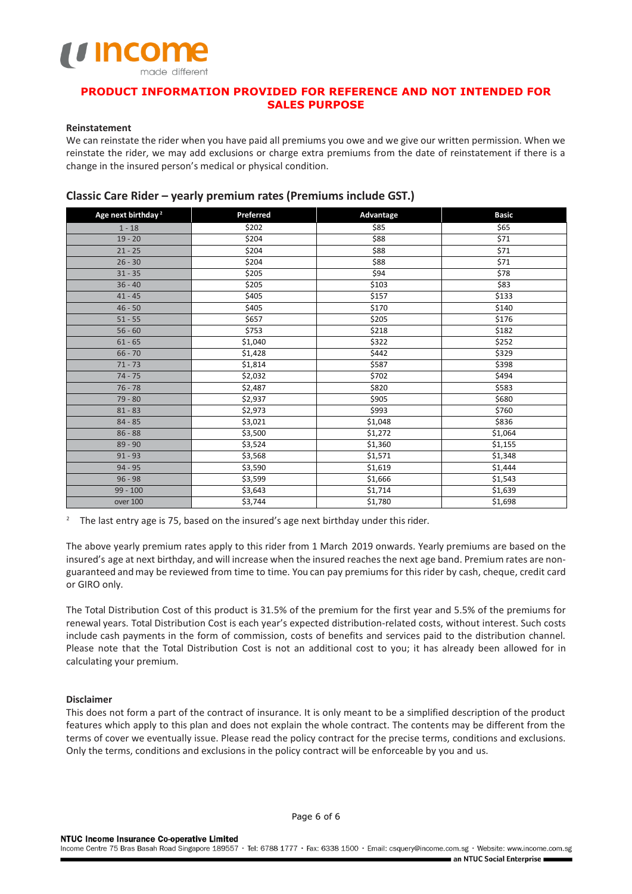**PRODUCT INFORMATION PROVIDED FOR REFERENCE AND NOT INTENDED FOR SALES PURPOSE**

**Reinstatement**

We can reinstate the rider when you have paid all premiums you owe and we give our written permission. When we reinstate the rider, we may add exclusions or charge extra premiums from the date of reinstatement if there is a change in the insured person's medical or physical condition.

## Classic Care Rider – yearly premium rates (Premiums include GST.)

| Age next birthday [2] | Preferred | Advantage | Basic |
|---|---|---|---|
| 1 - 18 | $202 | $85 | $65 |
| 19 - 20 | $204 | $88 | $71 |
| 21 - 25 | $204 | $88 | $71 |
| 26 - 30 | $204 | $88 | $71 |
| 31 - 35 | $205 | $94 | $78 |
| 36 - 40 | $205 | $103 | $83 |
| 41 - 45 | $405 | $157 | $133 |
| 46 - 50 | $405 | $170 | $140 |
| 51 - 55 | $657 | $205 | $176 |
| 56 - 60 | $753 | $218 | $182 |
| 61 - 65 | $1,040 | $322 | $252 |
| 66 - 70 | $1,428 | $442 | $329 |
| 71 - 73 | $1,814 | $587 | $398 |
| 74 - 75 | $2,032 | $702 | $494 |
| 76 - 78 | $2,487 | $820 | $583 |
| 79 - 80 | $2,937 | $905 | $680 |
| 81 - 83 | $2,973 | $993 | $760 |
| 84 - 85 | $3,021 | $1,048 | $836 |
| 86 - 88 | $3,500 | $1,272 | $1,064 |
| 89 - 90 | $3,524 | $1,360 | $1,155 |
| 91 - 93 | $3,568 | $1,571 | $1,348 |
| 94 - 95 | $3,590 | $1,619 | $1,444 |
| 96 - 98 | $3,599 | $1,666 | $1,543 |
| 99 - 100 | $3,643 | $1,714 | $1,639 |
| over 100 | $3,744 | $1,780 | $1,698 |

[2] The last entry age is 75, based on the insured's age next birthday under this rider.

The above yearly premium rates apply to this rider from 1 March 2019 onwards. Yearly premiums are based on the insured's age at next birthday, and will increase when the insured reaches the next age band. Premium rates are non-guaranteed and may be reviewed from time to time. You can pay premiums for this rider by cash, cheque, credit card or GIRO only.

The Total Distribution Cost of this product is 31.5% of the premium for the first year and 5.5% of the premiums for renewal years. Total Distribution Cost is each year's expected distribution-related costs, without interest. Such costs include cash payments in the form of commission, costs of benefits and services paid to the distribution channel. Please note that the Total Distribution Cost is not an additional cost to you; it has already been allowed for in calculating your premium.

**Disclaimer**

This does not form a part of the contract of insurance. It is only meant to be a simplified description of the product features which apply to this plan and does not explain the whole contract. The contents may be different from the terms of cover we eventually issue. Please read the policy contract for the precise terms, conditions and exclusions. Only the terms, conditions and exclusions in the policy contract will be enforceable by you and us.